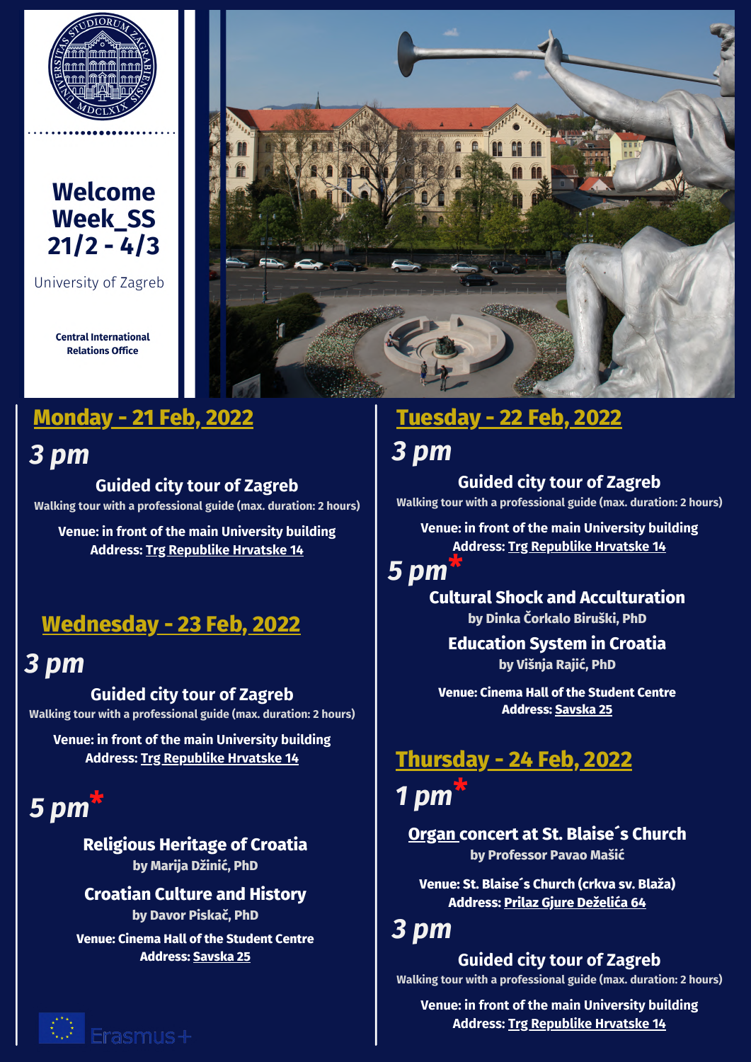# Welcome Week_SS 21/2 - 4/3

University of Zagreb

**Central International Relations Office**

## Monday - 21 Feb, 2022

### *3 pm*

**Guided city tour of Zagreb**

**Walking tour with a professional guide (max. duration: 2 hours)**

**Venue: in front of the main University building**
**Address: Trg Republike Hrvatske 14**

## Tuesday - 22 Feb, 2022

### *3 pm*

**Guided city tour of Zagreb**

**Walking tour with a professional guide (max. duration: 2 hours)**

**Venue: in front of the main University building**
**Address: Trg Republike Hrvatske 14**

### *5 pm**

**Cultural Shock and Acculturation**
**by Dinka Čorkalo Biruški, PhD**

**Education System in Croatia**
**by Višnja Rajić, PhD**

**Venue: Cinema Hall of the Student Centre**
**Address: Savska 25**

## Wednesday - 23 Feb, 2022

### *3 pm*

**Guided city tour of Zagreb**

**Walking tour with a professional guide (max. duration: 2 hours)**

**Venue: in front of the main University building**
**Address: Trg Republike Hrvatske 14**

### *5 pm**

**Religious Heritage of Croatia**
**by Marija Džinić, PhD**

**Croatian Culture and History**
**by Davor Piskač, PhD**

**Venue: Cinema Hall of the Student Centre**
**Address: Savska 25**

## Thursday - 24 Feb, 2022

### *1 pm**

**Organ concert at St. Blaise´s Church**
**by Professor Pavao Mašić**

**Venue: St. Blaise´s Church (crkva sv. Blaža)**
**Address: Prilaz Gjure Deželića 64**

### *3 pm*

**Guided city tour of Zagreb**

**Walking tour with a professional guide (max. duration: 2 hours)**

**Venue: in front of the main University building**
**Address: Trg Republike Hrvatske 14**

Erasmus+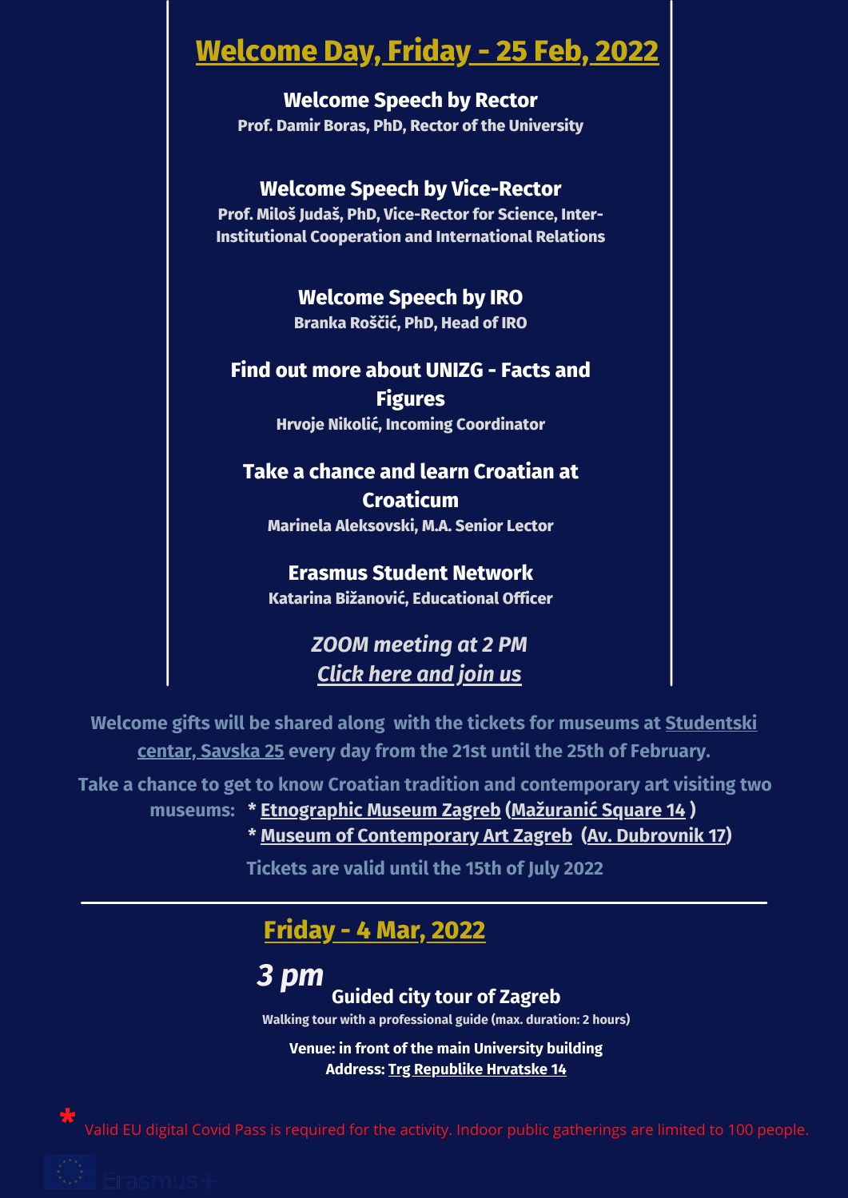## Welcome Day, Friday - 25 Feb, 2022

**Welcome Speech by Rector**
Prof. Damir Boras, PhD, Rector of the University

**Welcome Speech by Vice-Rector**
Prof. Miloš Judaš, PhD, Vice-Rector for Science, Inter-Institutional Cooperation and International Relations

**Welcome Speech by IRO**
Branka Roščić, PhD, Head of IRO

**Find out more about UNIZG - Facts and Figures**
Hrvoje Nikolić, Incoming Coordinator

**Take a chance and learn Croatian at Croaticum**
Marinela Aleksovski, M.A. Senior Lector

**Erasmus Student Network**
Katarina Bižanović, Educational Officer

*ZOOM meeting at 2 PM*
*Click here and join us*

Welcome gifts will be shared along with the tickets for museums at Studentski centar, Savska 25 every day from the 21st until the 25th of February.

Take a chance to get to know Croatian tradition and contemporary art visiting two museums:
* Etnographic Museum Zagreb (Mažuranić Square 14 )
* Museum of Contemporary Art Zagreb (Av. Dubrovnik 17)

Tickets are valid until the 15th of July 2022

---

## Friday - 4 Mar, 2022

***3 pm*** **Guided city tour of Zagreb**
Walking tour with a professional guide (max. duration: 2 hours)

**Venue: in front of the main University building**
**Address: Trg Republike Hrvatske 14**

* Valid EU digital Covid Pass is required for the activity. Indoor public gatherings are limited to 100 people.

Erasmus+